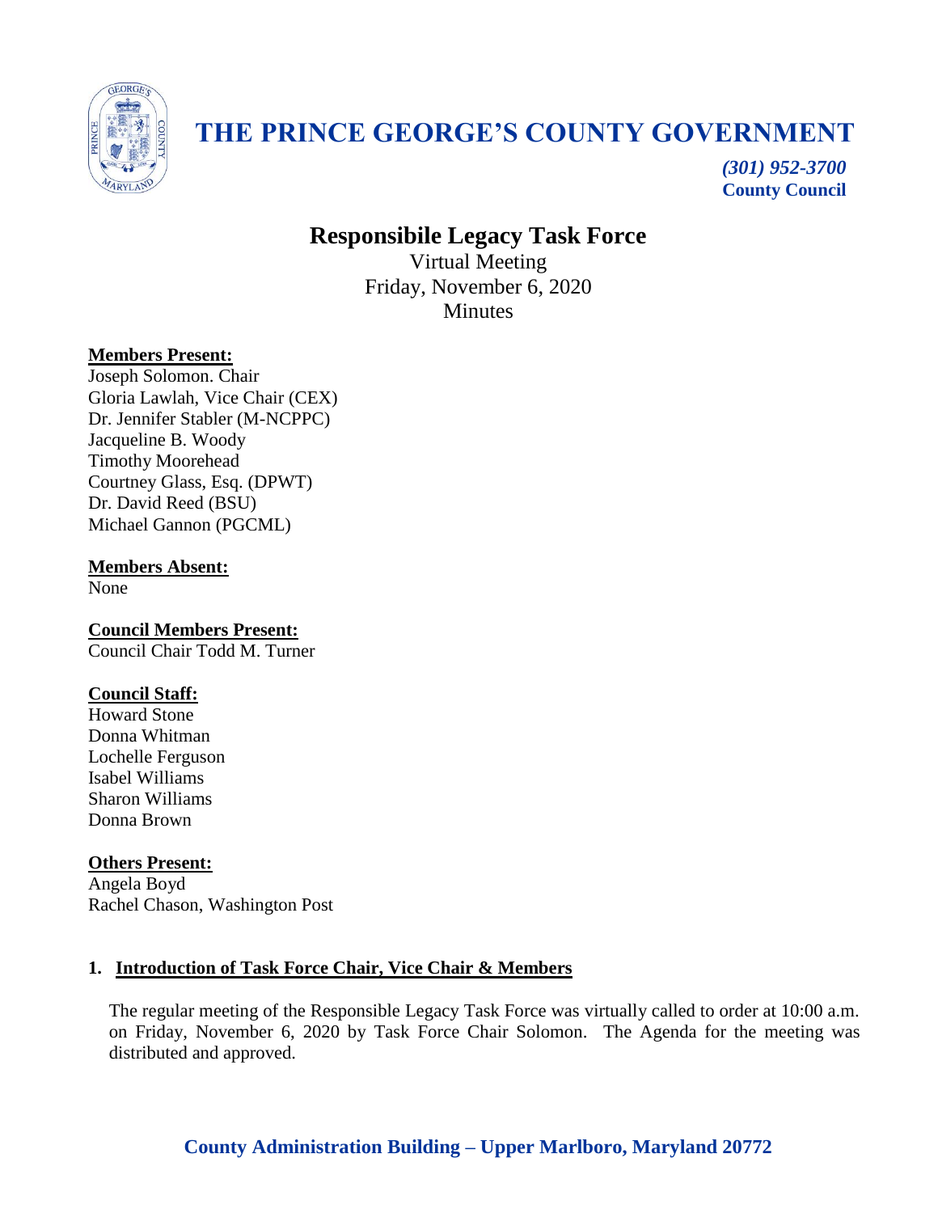# THE PRINCE GEORGE'S COUNTY GOVERNMENT

*(301) 952-3700*
**County Council**

## Responsibile Legacy Task Force

Virtual Meeting
Friday, November 6, 2020
Minutes

**Members Present:**
Joseph Solomon. Chair
Gloria Lawlah, Vice Chair (CEX)
Dr. Jennifer Stabler (M-NCPPC)
Jacqueline B. Woody
Timothy Moorehead
Courtney Glass, Esq. (DPWT)
Dr. David Reed (BSU)
Michael Gannon (PGCML)

**Members Absent:**
None

**Council Members Present:**
Council Chair Todd M. Turner

**Council Staff:**
Howard Stone
Donna Whitman
Lochelle Ferguson
Isabel Williams
Sharon Williams
Donna Brown

**Others Present:**
Angela Boyd
Rachel Chason, Washington Post

### 1. Introduction of Task Force Chair, Vice Chair & Members

The regular meeting of the Responsible Legacy Task Force was virtually called to order at 10:00 a.m. on Friday, November 6, 2020 by Task Force Chair Solomon. The Agenda for the meeting was distributed and approved.

**County Administration Building – Upper Marlboro, Maryland 20772**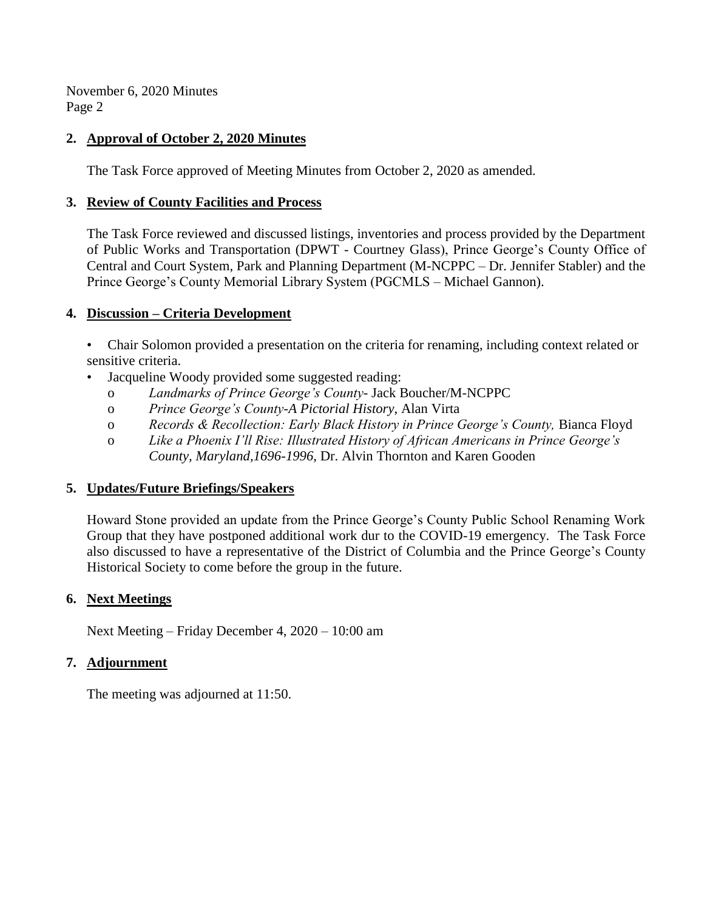## 2. Approval of October 2, 2020 Minutes

The Task Force approved of Meeting Minutes from October 2, 2020 as amended.

## 3. Review of County Facilities and Process

The Task Force reviewed and discussed listings, inventories and process provided by the Department of Public Works and Transportation (DPWT - Courtney Glass), Prince George's County Office of Central and Court System, Park and Planning Department (M-NCPPC – Dr. Jennifer Stabler) and the Prince George's County Memorial Library System (PGCMLS – Michael Gannon).

## 4. Discussion – Criteria Development

- Chair Solomon provided a presentation on the criteria for renaming, including context related or sensitive criteria.
- Jacqueline Woody provided some suggested reading:
  - *Landmarks of Prince George's County*- Jack Boucher/M-NCPPC
  - *Prince George's County-A Pictorial History*, Alan Virta
  - *Records & Recollection: Early Black History in Prince George's County,* Bianca Floyd
  - *Like a Phoenix I'll Rise: Illustrated History of African Americans in Prince George's County, Maryland,1696-1996*, Dr. Alvin Thornton and Karen Gooden

## 5. Updates/Future Briefings/Speakers

Howard Stone provided an update from the Prince George's County Public School Renaming Work Group that they have postponed additional work dur to the COVID-19 emergency. The Task Force also discussed to have a representative of the District of Columbia and the Prince George's County Historical Society to come before the group in the future.

## 6. Next Meetings

Next Meeting – Friday December 4, 2020 – 10:00 am

## 7. Adjournment

The meeting was adjourned at 11:50.